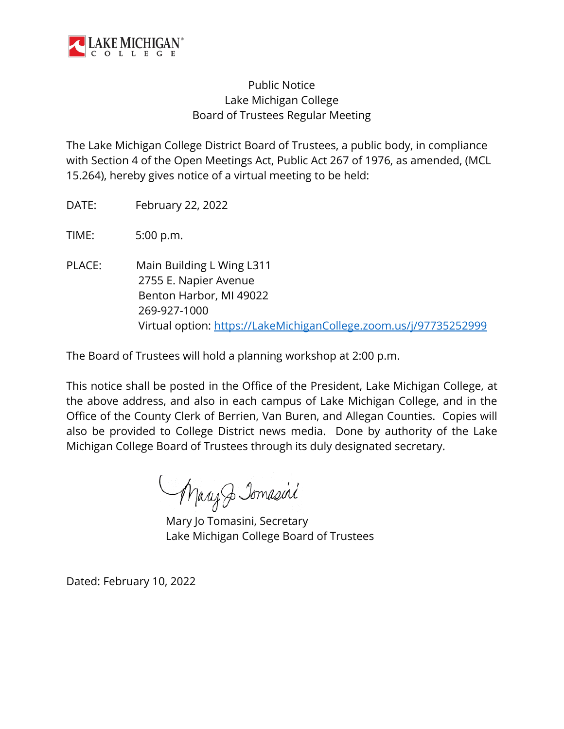LAKE MICHIGAN COLLEGE

# Public Notice
## Lake Michigan College
## Board of Trustees Regular Meeting

The Lake Michigan College District Board of Trustees, a public body, in compliance with Section 4 of the Open Meetings Act, Public Act 267 of 1976, as amended, (MCL 15.264), hereby gives notice of a virtual meeting to be held:

DATE: February 22, 2022

TIME: 5:00 p.m.

PLACE: Main Building L Wing L311
2755 E. Napier Avenue
Benton Harbor, MI 49022
269-927-1000
Virtual option: https://LakeMichiganCollege.zoom.us/j/97735252999

The Board of Trustees will hold a planning workshop at 2:00 p.m.

This notice shall be posted in the Office of the President, Lake Michigan College, at the above address, and also in each campus of Lake Michigan College, and in the Office of the County Clerk of Berrien, Van Buren, and Allegan Counties. Copies will also be provided to College District news media. Done by authority of the Lake Michigan College Board of Trustees through its duly designated secretary.

Mary Jo Tomasini

Mary Jo Tomasini, Secretary
Lake Michigan College Board of Trustees

Dated: February 10, 2022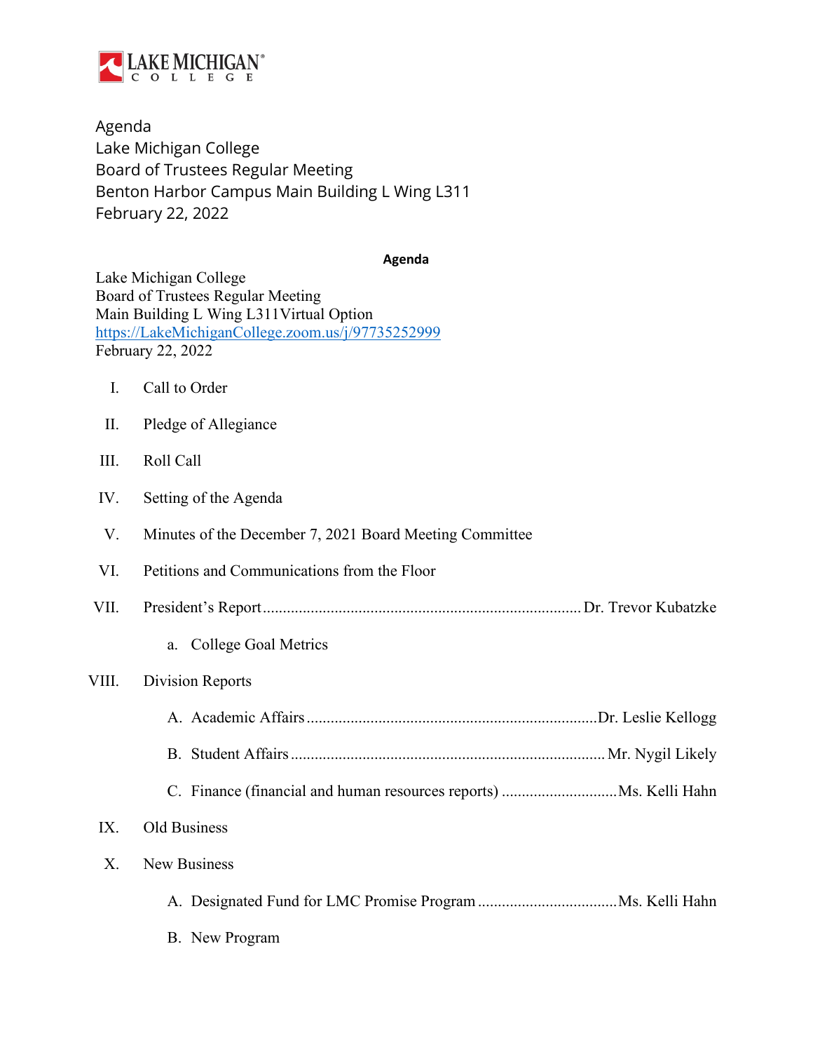LAKE MICHIGAN® COLLEGE

Agenda
Lake Michigan College
Board of Trustees Regular Meeting
Benton Harbor Campus Main Building L Wing L311
February 22, 2022

**Agenda**

Lake Michigan College
Board of Trustees Regular Meeting
Main Building L Wing L311Virtual Option
https://LakeMichiganCollege.zoom.us/j/97735252999
February 22, 2022

I. Call to Order

II. Pledge of Allegiance

III. Roll Call

IV. Setting of the Agenda

V. Minutes of the December 7, 2021 Board Meeting Committee

VI. Petitions and Communications from the Floor

VII. President's Report ................................................................................ Dr. Trevor Kubatzke

   a. College Goal Metrics

VIII. Division Reports

   A. Academic Affairs ........................................................................ Dr. Leslie Kellogg

   B. Student Affairs .............................................................................. Mr. Nygil Likely

   C. Finance (financial and human resources reports) ............................ Ms. Kelli Hahn

IX. Old Business

X. New Business

   A. Designated Fund for LMC Promise Program .................................. Ms. Kelli Hahn

   B. New Program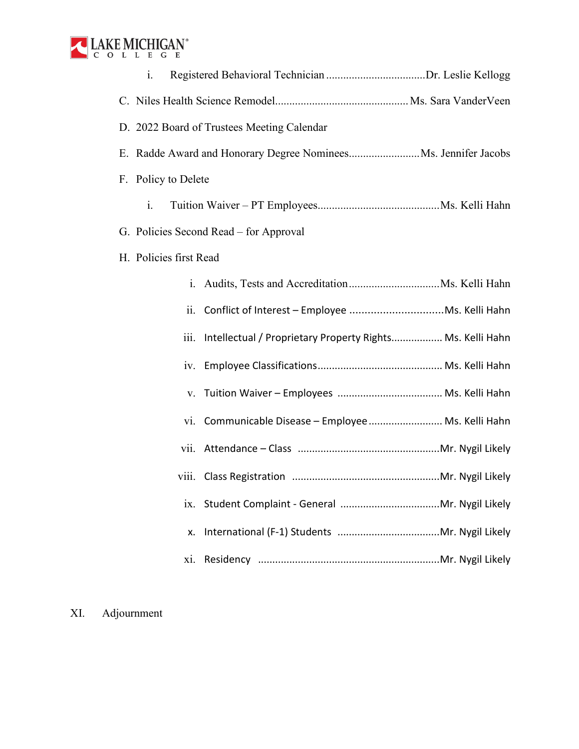i. Registered Behavioral Technician ..................................Dr. Leslie Kellogg

C. Niles Health Science Remodel............................................. Ms. Sara VanderVeen

D. 2022 Board of Trustees Meeting Calendar

E. Radde Award and Honorary Degree Nominees.........................Ms. Jennifer Jacobs

F. Policy to Delete

i. Tuition Waiver – PT Employees...........................................Ms. Kelli Hahn

G. Policies Second Read – for Approval

H. Policies first Read

i. Audits, Tests and Accreditation................................Ms. Kelli Hahn

ii. Conflict of Interest – Employee ...............................Ms. Kelli Hahn

iii. Intellectual / Proprietary Property Rights................. Ms. Kelli Hahn

iv. Employee Classifications........................................... Ms. Kelli Hahn

v. Tuition Waiver – Employees .................................... Ms. Kelli Hahn

vi. Communicable Disease – Employee.......................... Ms. Kelli Hahn

vii. Attendance – Class .................................................Mr. Nygil Likely

viii. Class Registration ...................................................Mr. Nygil Likely

ix. Student Complaint - General ..................................Mr. Nygil Likely

x. International (F-1) Students ...................................Mr. Nygil Likely

xi. Residency ...............................................................Mr. Nygil Likely

XI. Adjournment